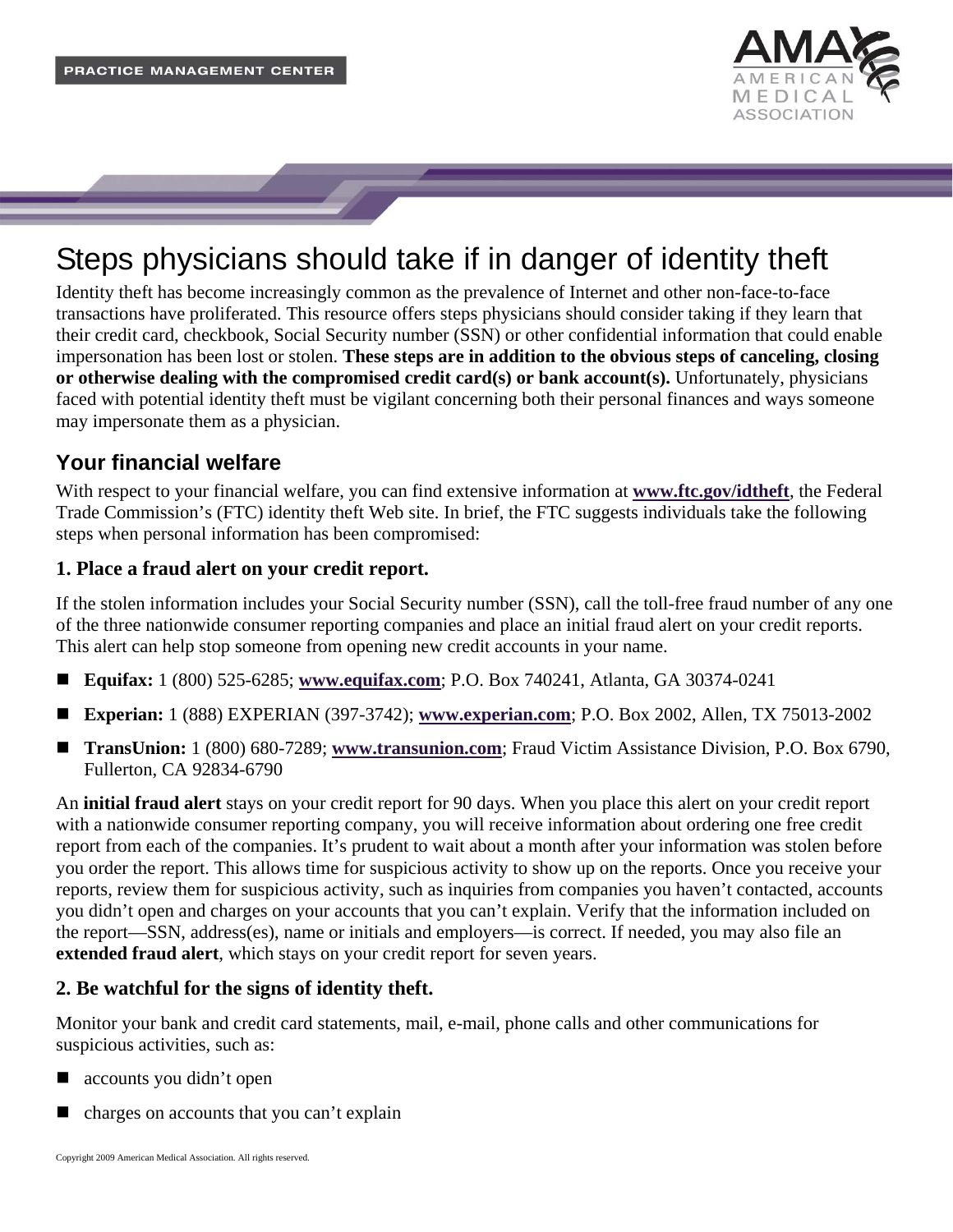PRACTICE MANAGEMENT CENTER

# Steps physicians should take if in danger of identity theft

Identity theft has become increasingly common as the prevalence of Internet and other non-face-to-face transactions have proliferated. This resource offers steps physicians should consider taking if they learn that their credit card, checkbook, Social Security number (SSN) or other confidential information that could enable impersonation has been lost or stolen. **These steps are in addition to the obvious steps of canceling, closing or otherwise dealing with the compromised credit card(s) or bank account(s).** Unfortunately, physicians faced with potential identity theft must be vigilant concerning both their personal finances and ways someone may impersonate them as a physician.

## Your financial welfare

With respect to your financial welfare, you can find extensive information at **www.ftc.gov/idtheft**, the Federal Trade Commission's (FTC) identity theft Web site. In brief, the FTC suggests individuals take the following steps when personal information has been compromised:

### 1. Place a fraud alert on your credit report.

If the stolen information includes your Social Security number (SSN), call the toll-free fraud number of any one of the three nationwide consumer reporting companies and place an initial fraud alert on your credit reports. This alert can help stop someone from opening new credit accounts in your name.

- **Equifax:** 1 (800) 525-6285; **www.equifax.com**; P.O. Box 740241, Atlanta, GA 30374-0241
- **Experian:** 1 (888) EXPERIAN (397-3742); **www.experian.com**; P.O. Box 2002, Allen, TX 75013-2002
- **TransUnion:** 1 (800) 680-7289; **www.transunion.com**; Fraud Victim Assistance Division, P.O. Box 6790, Fullerton, CA 92834-6790

An **initial fraud alert** stays on your credit report for 90 days. When you place this alert on your credit report with a nationwide consumer reporting company, you will receive information about ordering one free credit report from each of the companies. It's prudent to wait about a month after your information was stolen before you order the report. This allows time for suspicious activity to show up on the reports. Once you receive your reports, review them for suspicious activity, such as inquiries from companies you haven't contacted, accounts you didn't open and charges on your accounts that you can't explain. Verify that the information included on the report—SSN, address(es), name or initials and employers—is correct. If needed, you may also file an **extended fraud alert**, which stays on your credit report for seven years.

### 2. Be watchful for the signs of identity theft.

Monitor your bank and credit card statements, mail, e-mail, phone calls and other communications for suspicious activities, such as:

- accounts you didn't open
- charges on accounts that you can't explain

Copyright 2009 American Medical Association. All rights reserved.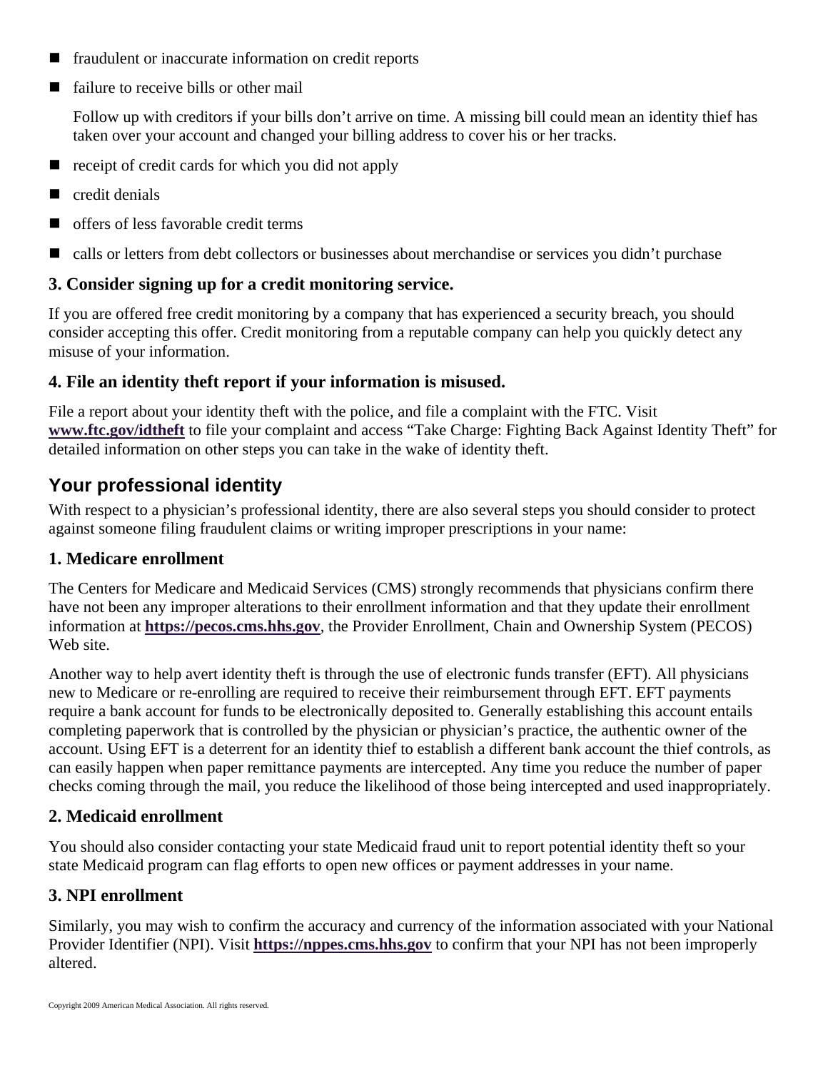- fraudulent or inaccurate information on credit reports
- failure to receive bills or other mail

  Follow up with creditors if your bills don't arrive on time. A missing bill could mean an identity thief has taken over your account and changed your billing address to cover his or her tracks.
- receipt of credit cards for which you did not apply
- credit denials
- offers of less favorable credit terms
- calls or letters from debt collectors or businesses about merchandise or services you didn't purchase

### 3. Consider signing up for a credit monitoring service.

If you are offered free credit monitoring by a company that has experienced a security breach, you should consider accepting this offer. Credit monitoring from a reputable company can help you quickly detect any misuse of your information.

### 4. File an identity theft report if your information is misused.

File a report about your identity theft with the police, and file a complaint with the FTC. Visit **www.ftc.gov/idtheft** to file your complaint and access "Take Charge: Fighting Back Against Identity Theft" for detailed information on other steps you can take in the wake of identity theft.

## Your professional identity

With respect to a physician's professional identity, there are also several steps you should consider to protect against someone filing fraudulent claims or writing improper prescriptions in your name:

### 1. Medicare enrollment

The Centers for Medicare and Medicaid Services (CMS) strongly recommends that physicians confirm there have not been any improper alterations to their enrollment information and that they update their enrollment information at **https://pecos.cms.hhs.gov**, the Provider Enrollment, Chain and Ownership System (PECOS) Web site.

Another way to help avert identity theft is through the use of electronic funds transfer (EFT). All physicians new to Medicare or re-enrolling are required to receive their reimbursement through EFT. EFT payments require a bank account for funds to be electronically deposited to. Generally establishing this account entails completing paperwork that is controlled by the physician or physician's practice, the authentic owner of the account. Using EFT is a deterrent for an identity thief to establish a different bank account the thief controls, as can easily happen when paper remittance payments are intercepted. Any time you reduce the number of paper checks coming through the mail, you reduce the likelihood of those being intercepted and used inappropriately.

### 2. Medicaid enrollment

You should also consider contacting your state Medicaid fraud unit to report potential identity theft so your state Medicaid program can flag efforts to open new offices or payment addresses in your name.

### 3. NPI enrollment

Similarly, you may wish to confirm the accuracy and currency of the information associated with your National Provider Identifier (NPI). Visit **https://nppes.cms.hhs.gov** to confirm that your NPI has not been improperly altered.

Copyright 2009 American Medical Association. All rights reserved.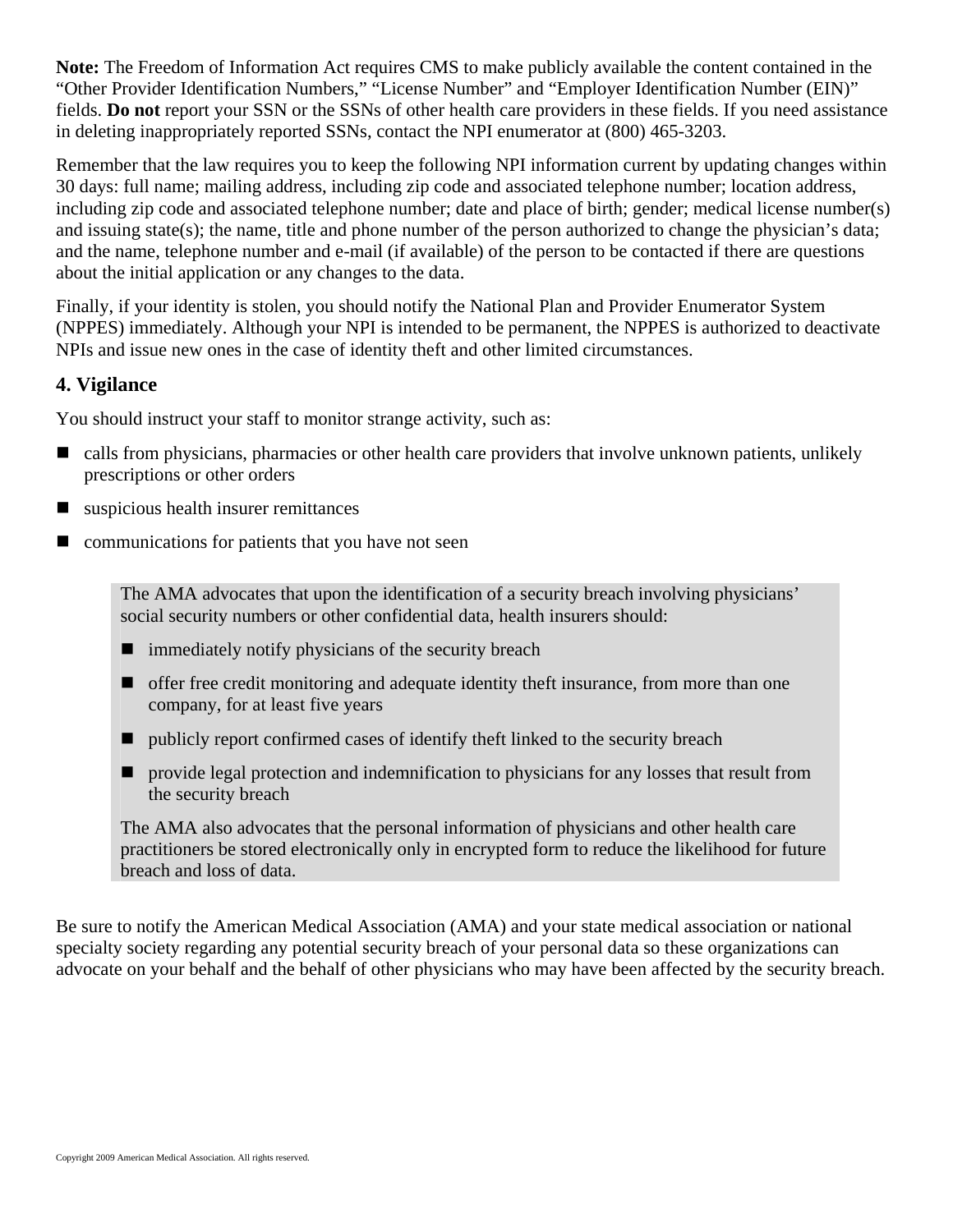**Note:** The Freedom of Information Act requires CMS to make publicly available the content contained in the "Other Provider Identification Numbers," "License Number" and "Employer Identification Number (EIN)" fields. **Do not** report your SSN or the SSNs of other health care providers in these fields. If you need assistance in deleting inappropriately reported SSNs, contact the NPI enumerator at (800) 465-3203.

Remember that the law requires you to keep the following NPI information current by updating changes within 30 days: full name; mailing address, including zip code and associated telephone number; location address, including zip code and associated telephone number; date and place of birth; gender; medical license number(s) and issuing state(s); the name, title and phone number of the person authorized to change the physician's data; and the name, telephone number and e-mail (if available) of the person to be contacted if there are questions about the initial application or any changes to the data.

Finally, if your identity is stolen, you should notify the National Plan and Provider Enumerator System (NPPES) immediately. Although your NPI is intended to be permanent, the NPPES is authorized to deactivate NPIs and issue new ones in the case of identity theft and other limited circumstances.

## 4. Vigilance

You should instruct your staff to monitor strange activity, such as:

- calls from physicians, pharmacies or other health care providers that involve unknown patients, unlikely prescriptions or other orders
- suspicious health insurer remittances
- communications for patients that you have not seen

> The AMA advocates that upon the identification of a security breach involving physicians' social security numbers or other confidential data, health insurers should:
>
> - immediately notify physicians of the security breach
> - offer free credit monitoring and adequate identity theft insurance, from more than one company, for at least five years
> - publicly report confirmed cases of identify theft linked to the security breach
> - provide legal protection and indemnification to physicians for any losses that result from the security breach
>
> The AMA also advocates that the personal information of physicians and other health care practitioners be stored electronically only in encrypted form to reduce the likelihood for future breach and loss of data.

Be sure to notify the American Medical Association (AMA) and your state medical association or national specialty society regarding any potential security breach of your personal data so these organizations can advocate on your behalf and the behalf of other physicians who may have been affected by the security breach.

Copyright 2009 American Medical Association. All rights reserved.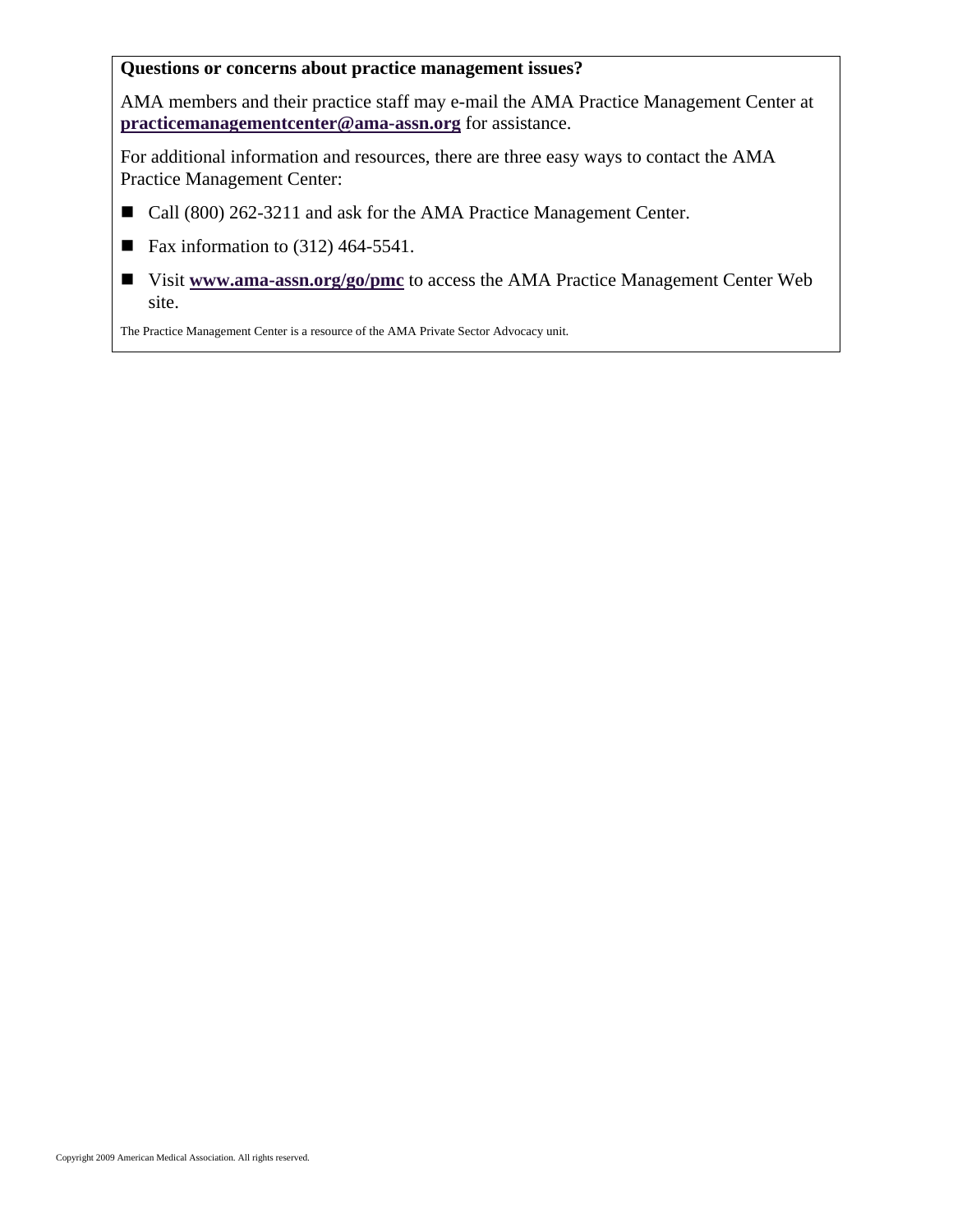**Questions or concerns about practice management issues?**

AMA members and their practice staff may e-mail the AMA Practice Management Center at **practicemanagementcenter@ama-assn.org** for assistance.

For additional information and resources, there are three easy ways to contact the AMA Practice Management Center:

- Call (800) 262-3211 and ask for the AMA Practice Management Center.
- Fax information to (312) 464-5541.
- Visit **www.ama-assn.org/go/pmc** to access the AMA Practice Management Center Web site.

The Practice Management Center is a resource of the AMA Private Sector Advocacy unit.

Copyright 2009 American Medical Association. All rights reserved.